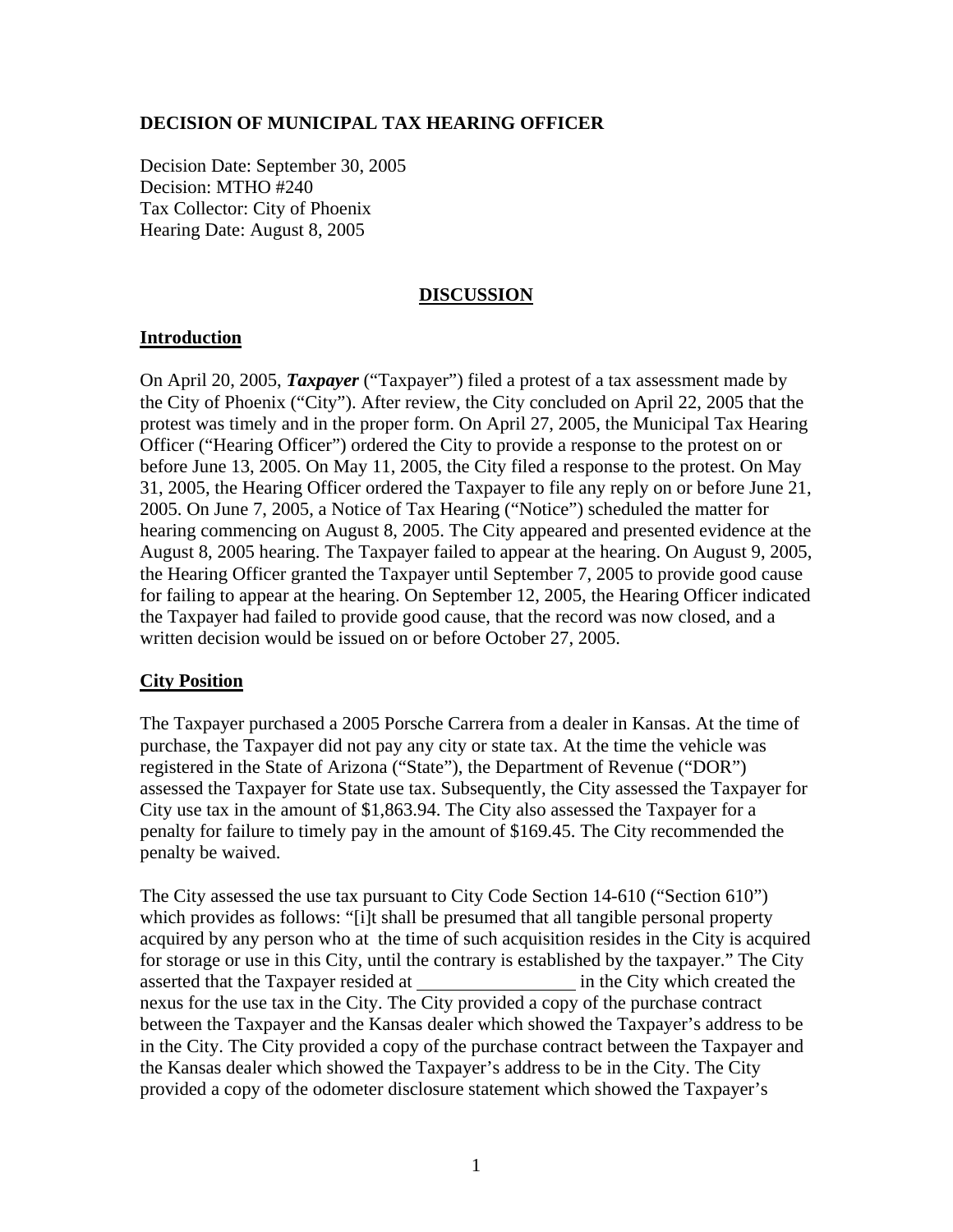## DECISION OF MUNICIPAL TAX HEARING OFFICER

Decision Date: September 30, 2005
Decision: MTHO #240
Tax Collector: City of Phoenix
Hearing Date: August 8, 2005

## DISCUSSION

### Introduction

On April 20, 2005, ***Taxpayer*** ("Taxpayer") filed a protest of a tax assessment made by the City of Phoenix ("City"). After review, the City concluded on April 22, 2005 that the protest was timely and in the proper form. On April 27, 2005, the Municipal Tax Hearing Officer ("Hearing Officer") ordered the City to provide a response to the protest on or before June 13, 2005. On May 11, 2005, the City filed a response to the protest. On May 31, 2005, the Hearing Officer ordered the Taxpayer to file any reply on or before June 21, 2005. On June 7, 2005, a Notice of Tax Hearing ("Notice") scheduled the matter for hearing commencing on August 8, 2005. The City appeared and presented evidence at the August 8, 2005 hearing. The Taxpayer failed to appear at the hearing. On August 9, 2005, the Hearing Officer granted the Taxpayer until September 7, 2005 to provide good cause for failing to appear at the hearing. On September 12, 2005, the Hearing Officer indicated the Taxpayer had failed to provide good cause, that the record was now closed, and a written decision would be issued on or before October 27, 2005.

### City Position

The Taxpayer purchased a 2005 Porsche Carrera from a dealer in Kansas. At the time of purchase, the Taxpayer did not pay any city or state tax. At the time the vehicle was registered in the State of Arizona ("State"), the Department of Revenue ("DOR") assessed the Taxpayer for State use tax. Subsequently, the City assessed the Taxpayer for City use tax in the amount of $1,863.94. The City also assessed the Taxpayer for a penalty for failure to timely pay in the amount of $169.45. The City recommended the penalty be waived.

The City assessed the use tax pursuant to City Code Section 14-610 ("Section 610") which provides as follows: "[i]t shall be presumed that all tangible personal property acquired by any person who at the time of such acquisition resides in the City is acquired for storage or use in this City, until the contrary is established by the taxpayer." The City asserted that the Taxpayer resided at \_\_\_\_\_\_\_\_\_\_\_\_\_\_\_\_\_ in the City which created the nexus for the use tax in the City. The City provided a copy of the purchase contract between the Taxpayer and the Kansas dealer which showed the Taxpayer's address to be in the City. The City provided a copy of the purchase contract between the Taxpayer and the Kansas dealer which showed the Taxpayer's address to be in the City. The City provided a copy of the odometer disclosure statement which showed the Taxpayer's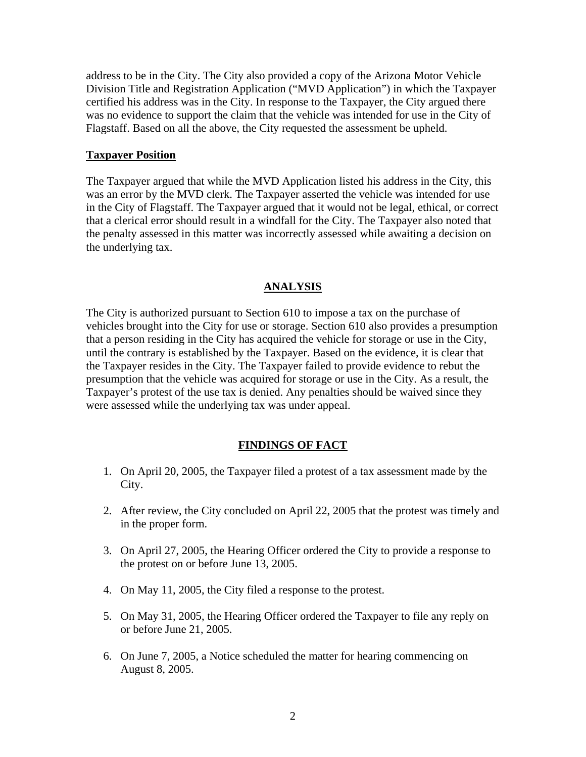address to be in the City. The City also provided a copy of the Arizona Motor Vehicle Division Title and Registration Application ("MVD Application") in which the Taxpayer certified his address was in the City. In response to the Taxpayer, the City argued there was no evidence to support the claim that the vehicle was intended for use in the City of Flagstaff. Based on all the above, the City requested the assessment be upheld.

**Taxpayer Position**

The Taxpayer argued that while the MVD Application listed his address in the City, this was an error by the MVD clerk. The Taxpayer asserted the vehicle was intended for use in the City of Flagstaff. The Taxpayer argued that it would not be legal, ethical, or correct that a clerical error should result in a windfall for the City. The Taxpayer also noted that the penalty assessed in this matter was incorrectly assessed while awaiting a decision on the underlying tax.

## ANALYSIS

The City is authorized pursuant to Section 610 to impose a tax on the purchase of vehicles brought into the City for use or storage. Section 610 also provides a presumption that a person residing in the City has acquired the vehicle for storage or use in the City, until the contrary is established by the Taxpayer. Based on the evidence, it is clear that the Taxpayer resides in the City. The Taxpayer failed to provide evidence to rebut the presumption that the vehicle was acquired for storage or use in the City. As a result, the Taxpayer's protest of the use tax is denied. Any penalties should be waived since they were assessed while the underlying tax was under appeal.

## FINDINGS OF FACT

1. On April 20, 2005, the Taxpayer filed a protest of a tax assessment made by the City.

2. After review, the City concluded on April 22, 2005 that the protest was timely and in the proper form.

3. On April 27, 2005, the Hearing Officer ordered the City to provide a response to the protest on or before June 13, 2005.

4. On May 11, 2005, the City filed a response to the protest.

5. On May 31, 2005, the Hearing Officer ordered the Taxpayer to file any reply on or before June 21, 2005.

6. On June 7, 2005, a Notice scheduled the matter for hearing commencing on August 8, 2005.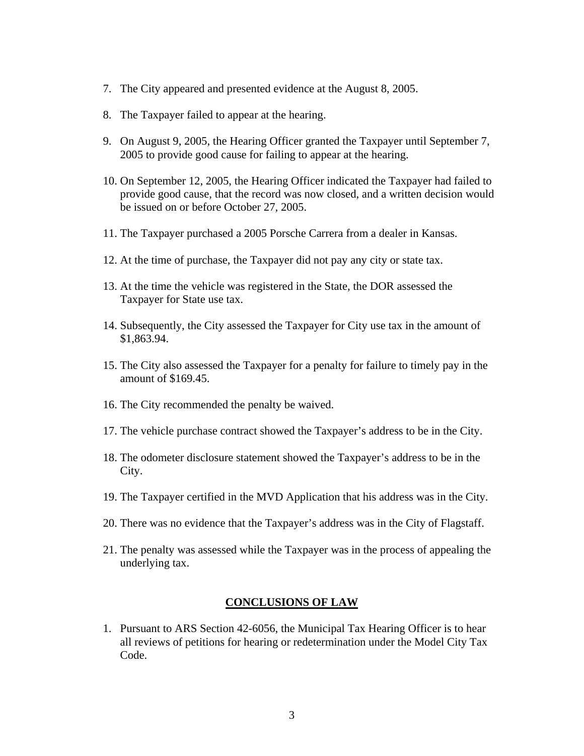7. The City appeared and presented evidence at the August 8, 2005.

8. The Taxpayer failed to appear at the hearing.

9. On August 9, 2005, the Hearing Officer granted the Taxpayer until September 7, 2005 to provide good cause for failing to appear at the hearing.

10. On September 12, 2005, the Hearing Officer indicated the Taxpayer had failed to provide good cause, that the record was now closed, and a written decision would be issued on or before October 27, 2005.

11. The Taxpayer purchased a 2005 Porsche Carrera from a dealer in Kansas.

12. At the time of purchase, the Taxpayer did not pay any city or state tax.

13. At the time the vehicle was registered in the State, the DOR assessed the Taxpayer for State use tax.

14. Subsequently, the City assessed the Taxpayer for City use tax in the amount of $1,863.94.

15. The City also assessed the Taxpayer for a penalty for failure to timely pay in the amount of $169.45.

16. The City recommended the penalty be waived.

17. The vehicle purchase contract showed the Taxpayer's address to be in the City.

18. The odometer disclosure statement showed the Taxpayer's address to be in the City.

19. The Taxpayer certified in the MVD Application that his address was in the City.

20. There was no evidence that the Taxpayer's address was in the City of Flagstaff.

21. The penalty was assessed while the Taxpayer was in the process of appealing the underlying tax.

## CONCLUSIONS OF LAW

1. Pursuant to ARS Section 42-6056, the Municipal Tax Hearing Officer is to hear all reviews of petitions for hearing or redetermination under the Model City Tax Code.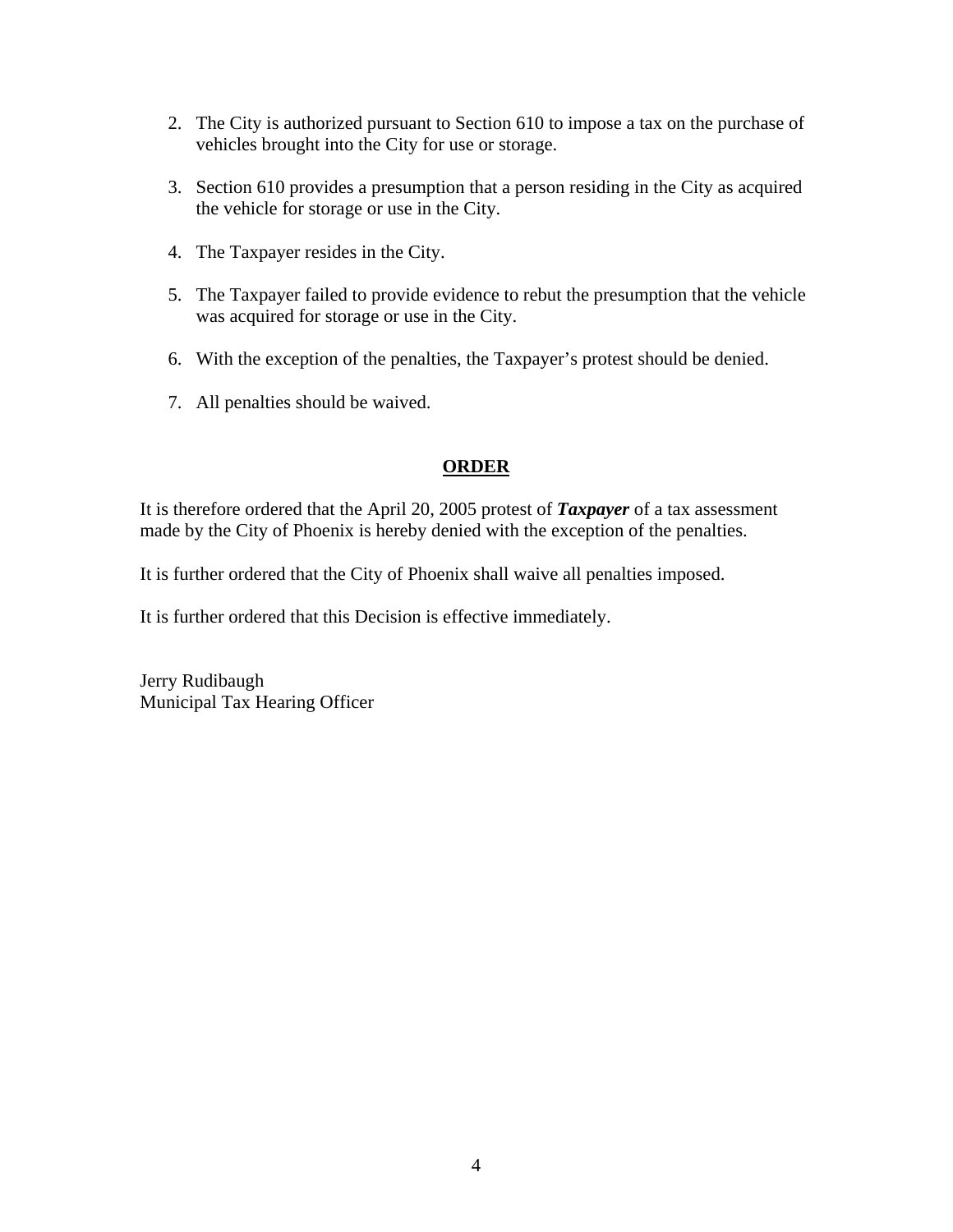2. The City is authorized pursuant to Section 610 to impose a tax on the purchase of vehicles brought into the City for use or storage.

3. Section 610 provides a presumption that a person residing in the City as acquired the vehicle for storage or use in the City.

4. The Taxpayer resides in the City.

5. The Taxpayer failed to provide evidence to rebut the presumption that the vehicle was acquired for storage or use in the City.

6. With the exception of the penalties, the Taxpayer's protest should be denied.

7. All penalties should be waived.

## ORDER

It is therefore ordered that the April 20, 2005 protest of ***Taxpayer*** of a tax assessment made by the City of Phoenix is hereby denied with the exception of the penalties.

It is further ordered that the City of Phoenix shall waive all penalties imposed.

It is further ordered that this Decision is effective immediately.

Jerry Rudibaugh
Municipal Tax Hearing Officer